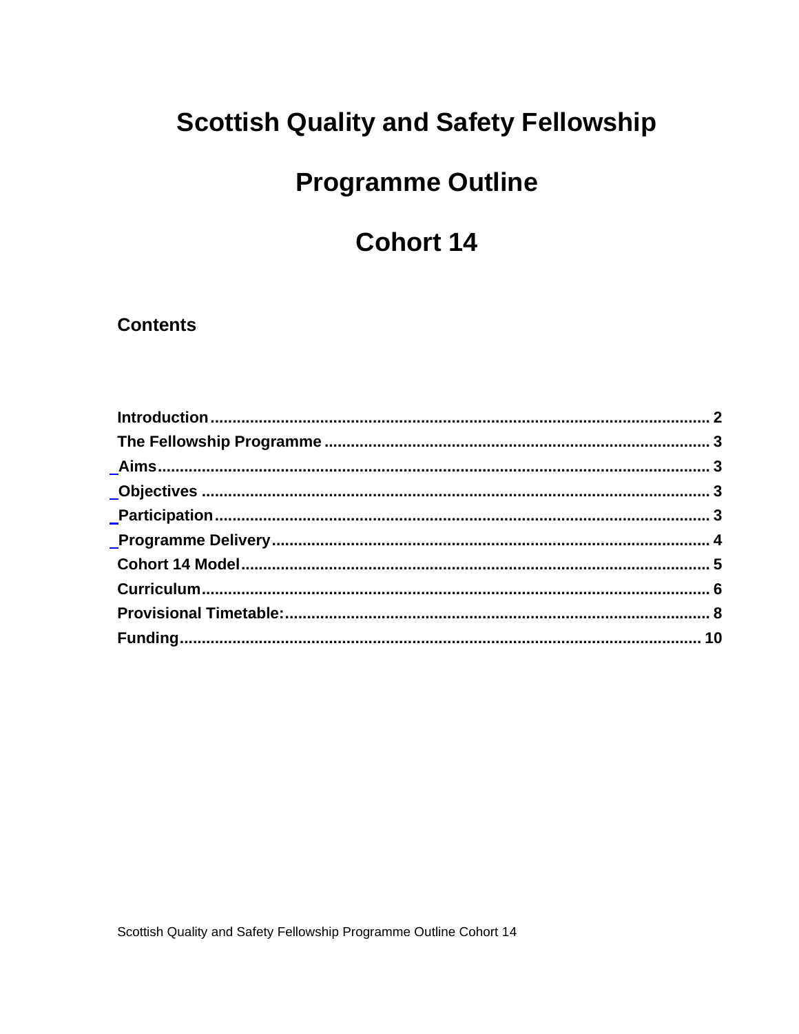# Scottish Quality and Safety Fellowship

# Programme Outline

# Cohort 14

## Contents

**Introduction** ... 2

**The Fellowship Programme** ... 3

**Aims** ... 3

**Objectives** ... 3

**Participation** ... 3

**Programme Delivery** ... 4

**Cohort 14 Model** ... 5

**Curriculum** ... 6

**Provisional Timetable:** ... 8

**Funding** ... 10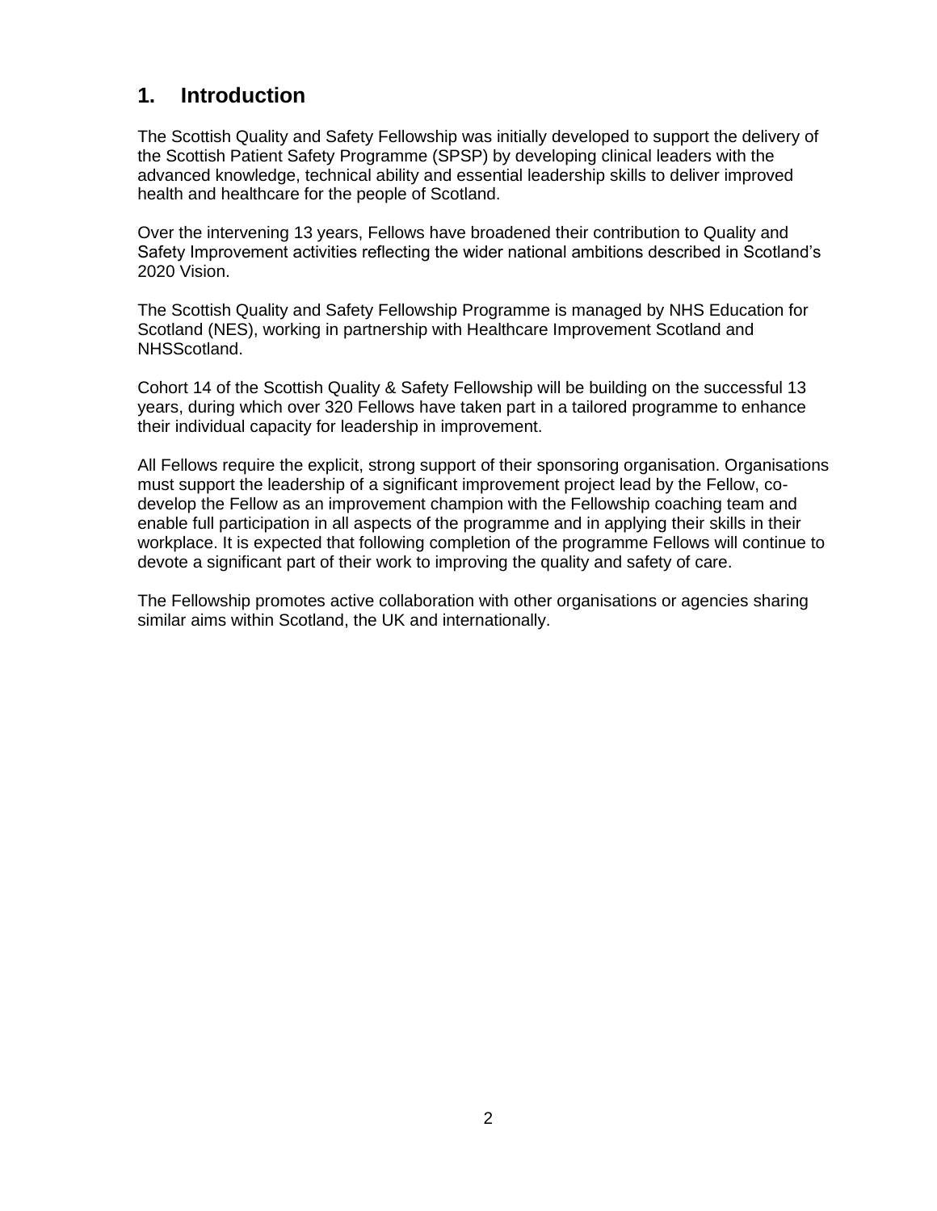## 1. Introduction

The Scottish Quality and Safety Fellowship was initially developed to support the delivery of the Scottish Patient Safety Programme (SPSP) by developing clinical leaders with the advanced knowledge, technical ability and essential leadership skills to deliver improved health and healthcare for the people of Scotland.

Over the intervening 13 years, Fellows have broadened their contribution to Quality and Safety Improvement activities reflecting the wider national ambitions described in Scotland's 2020 Vision.

The Scottish Quality and Safety Fellowship Programme is managed by NHS Education for Scotland (NES), working in partnership with Healthcare Improvement Scotland and NHSScotland.

Cohort 14 of the Scottish Quality & Safety Fellowship will be building on the successful 13 years, during which over 320 Fellows have taken part in a tailored programme to enhance their individual capacity for leadership in improvement.

All Fellows require the explicit, strong support of their sponsoring organisation. Organisations must support the leadership of a significant improvement project lead by the Fellow, co-develop the Fellow as an improvement champion with the Fellowship coaching team and enable full participation in all aspects of the programme and in applying their skills in their workplace. It is expected that following completion of the programme Fellows will continue to devote a significant part of their work to improving the quality and safety of care.

The Fellowship promotes active collaboration with other organisations or agencies sharing similar aims within Scotland, the UK and internationally.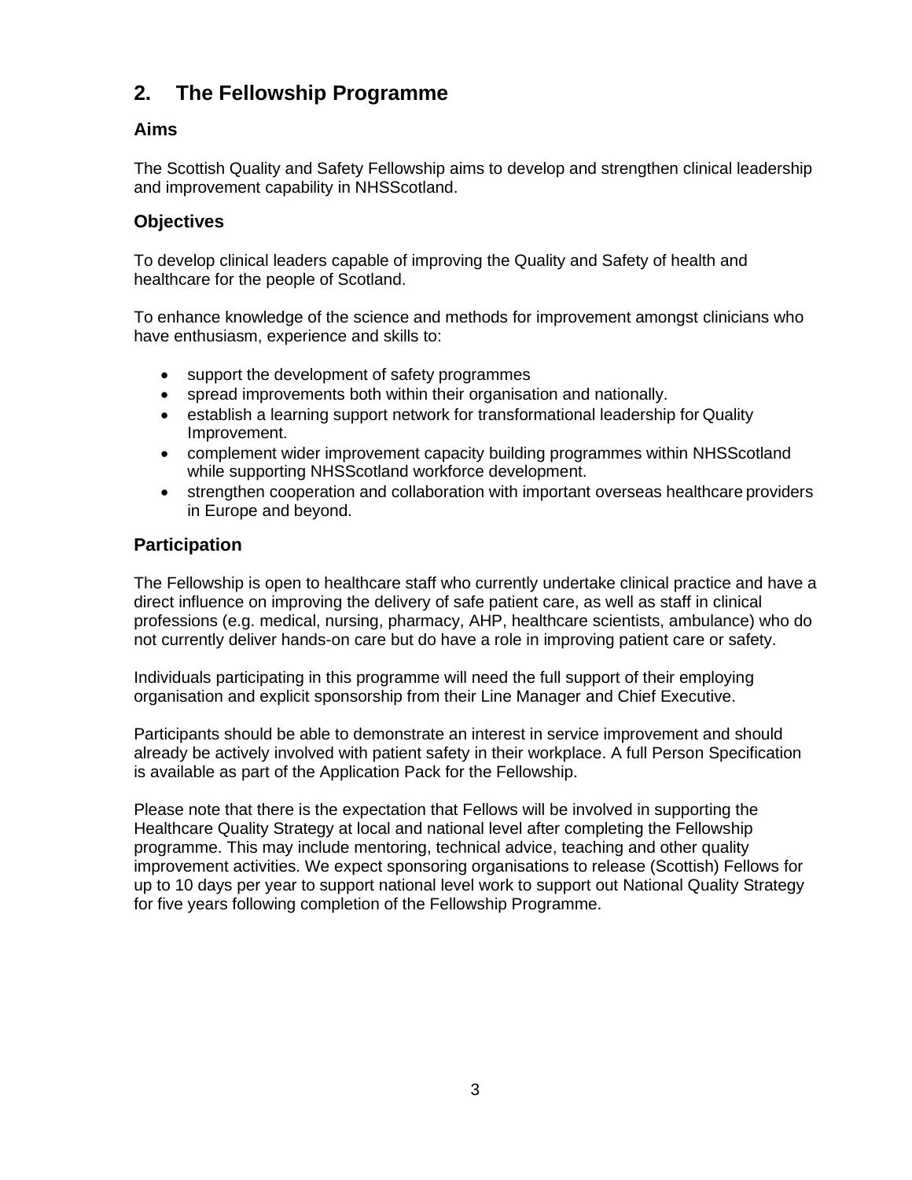## 2. The Fellowship Programme

### Aims

The Scottish Quality and Safety Fellowship aims to develop and strengthen clinical leadership and improvement capability in NHSScotland.

### Objectives

To develop clinical leaders capable of improving the Quality and Safety of health and healthcare for the people of Scotland.

To enhance knowledge of the science and methods for improvement amongst clinicians who have enthusiasm, experience and skills to:

- support the development of safety programmes
- spread improvements both within their organisation and nationally.
- establish a learning support network for transformational leadership for Quality Improvement.
- complement wider improvement capacity building programmes within NHSScotland while supporting NHSScotland workforce development.
- strengthen cooperation and collaboration with important overseas healthcare providers in Europe and beyond.

### Participation

The Fellowship is open to healthcare staff who currently undertake clinical practice and have a direct influence on improving the delivery of safe patient care, as well as staff in clinical professions (e.g. medical, nursing, pharmacy, AHP, healthcare scientists, ambulance) who do not currently deliver hands-on care but do have a role in improving patient care or safety.

Individuals participating in this programme will need the full support of their employing organisation and explicit sponsorship from their Line Manager and Chief Executive.

Participants should be able to demonstrate an interest in service improvement and should already be actively involved with patient safety in their workplace. A full Person Specification is available as part of the Application Pack for the Fellowship.

Please note that there is the expectation that Fellows will be involved in supporting the Healthcare Quality Strategy at local and national level after completing the Fellowship programme. This may include mentoring, technical advice, teaching and other quality improvement activities. We expect sponsoring organisations to release (Scottish) Fellows for up to 10 days per year to support national level work to support out National Quality Strategy for five years following completion of the Fellowship Programme.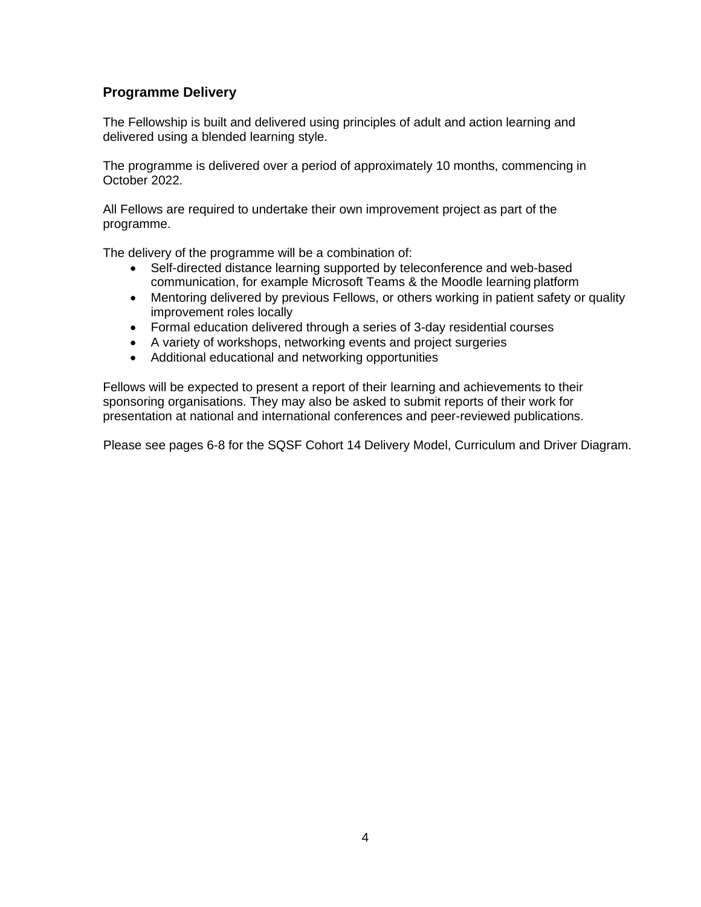## Programme Delivery

The Fellowship is built and delivered using principles of adult and action learning and delivered using a blended learning style.

The programme is delivered over a period of approximately 10 months, commencing in October 2022.

All Fellows are required to undertake their own improvement project as part of the programme.

The delivery of the programme will be a combination of:

- Self-directed distance learning supported by teleconference and web-based communication, for example Microsoft Teams & the Moodle learning platform
- Mentoring delivered by previous Fellows, or others working in patient safety or quality improvement roles locally
- Formal education delivered through a series of 3-day residential courses
- A variety of workshops, networking events and project surgeries
- Additional educational and networking opportunities

Fellows will be expected to present a report of their learning and achievements to their sponsoring organisations. They may also be asked to submit reports of their work for presentation at national and international conferences and peer-reviewed publications.

Please see pages 6-8 for the SQSF Cohort 14 Delivery Model, Curriculum and Driver Diagram.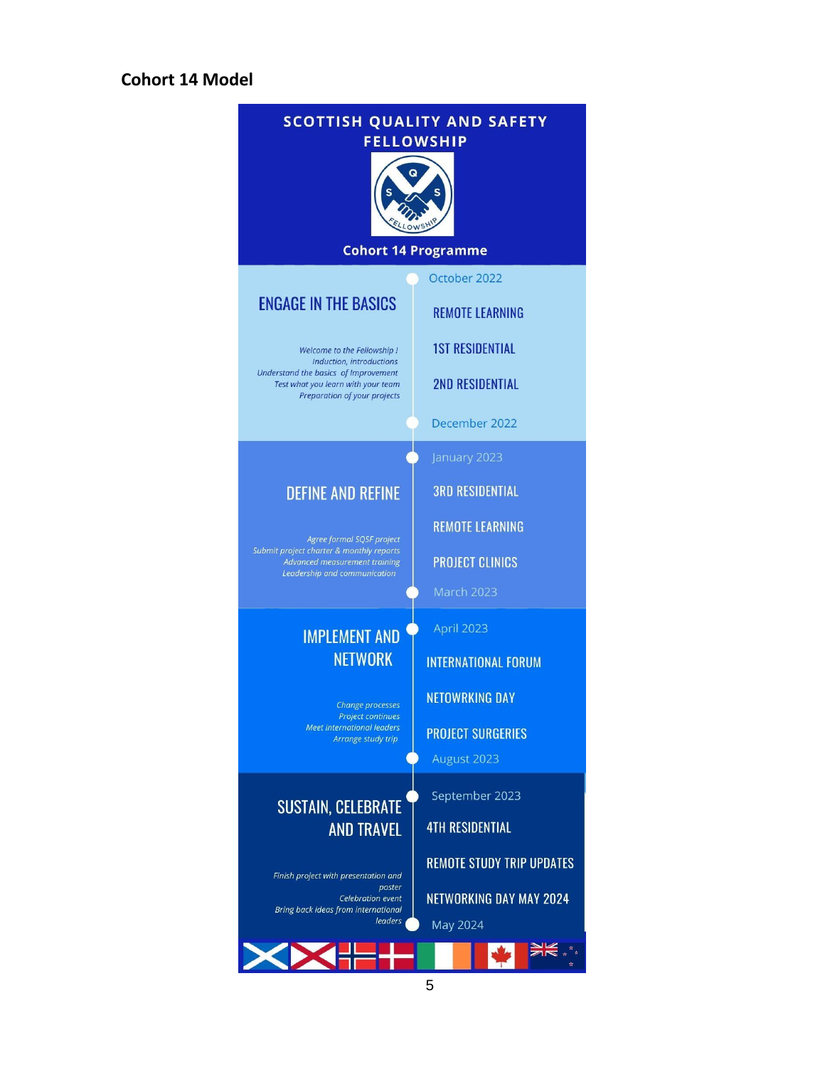## Cohort 14 Model

# SCOTTISH QUALITY AND SAFETY FELLOWSHIP

**Cohort 14 Programme**

### ENGAGE IN THE BASICS

*Welcome to the Fellowship !*
*Induction, introductions*
*Understand the basics of Improvement*
*Test what you learn with your team*
*Preparation of your projects*

October 2022

- REMOTE LEARNING
- 1ST RESIDENTIAL
- 2ND RESIDENTIAL

December 2022

### DEFINE AND REFINE

*Agree formal SQSF project*
*Submit project charter & monthly reports*
*Advanced measurement training*
*Leadership and communication*

January 2023

- 3RD RESIDENTIAL
- REMOTE LEARNING
- PROJECT CLINICS

March 2023

### IMPLEMENT AND NETWORK

*Change processes*
*Project continues*
*Meet international leaders*
*Arrange study trip*

April 2023

- INTERNATIONAL FORUM
- NETOWRKING DAY
- PROJECT SURGERIES

August 2023

### SUSTAIN, CELEBRATE AND TRAVEL

*Finish project with presentation and poster*
*Celebration event*
*Bring back ideas from international leaders*

September 2023

- 4TH RESIDENTIAL
- REMOTE STUDY TRIP UPDATES
- NETWORKING DAY MAY 2024

May 2024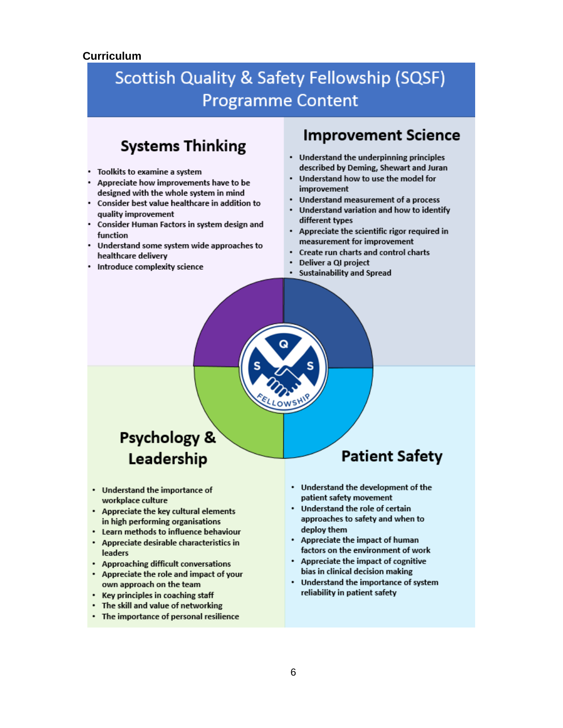**Curriculum**

# Scottish Quality & Safety Fellowship (SQSF) Programme Content

## Systems Thinking

- Toolkits to examine a system
- Appreciate how improvements have to be designed with the whole system in mind
- Consider best value healthcare in addition to quality improvement
- Consider Human Factors in system design and function
- Understand some system wide approaches to healthcare delivery
- Introduce complexity science

## Improvement Science

- Understand the underpinning principles described by Deming, Shewart and Juran
- Understand how to use the model for improvement
- Understand measurement of a process
- Understand variation and how to identify different types
- Appreciate the scientific rigor required in measurement for improvement
- Create run charts and control charts
- Deliver a QI project
- Sustainability and Spread

## Psychology & Leadership

- Understand the importance of workplace culture
- Appreciate the key cultural elements in high performing organisations
- Learn methods to influence behaviour
- Appreciate desirable characteristics in leaders
- Approaching difficult conversations
- Appreciate the role and impact of your own approach on the team
- Key principles in coaching staff
- The skill and value of networking
- The importance of personal resilience

## Patient Safety

- Understand the development of the patient safety movement
- Understand the role of certain approaches to safety and when to deploy them
- Appreciate the impact of human factors on the environment of work
- Appreciate the impact of cognitive bias in clinical decision making
- Understand the importance of system reliability in patient safety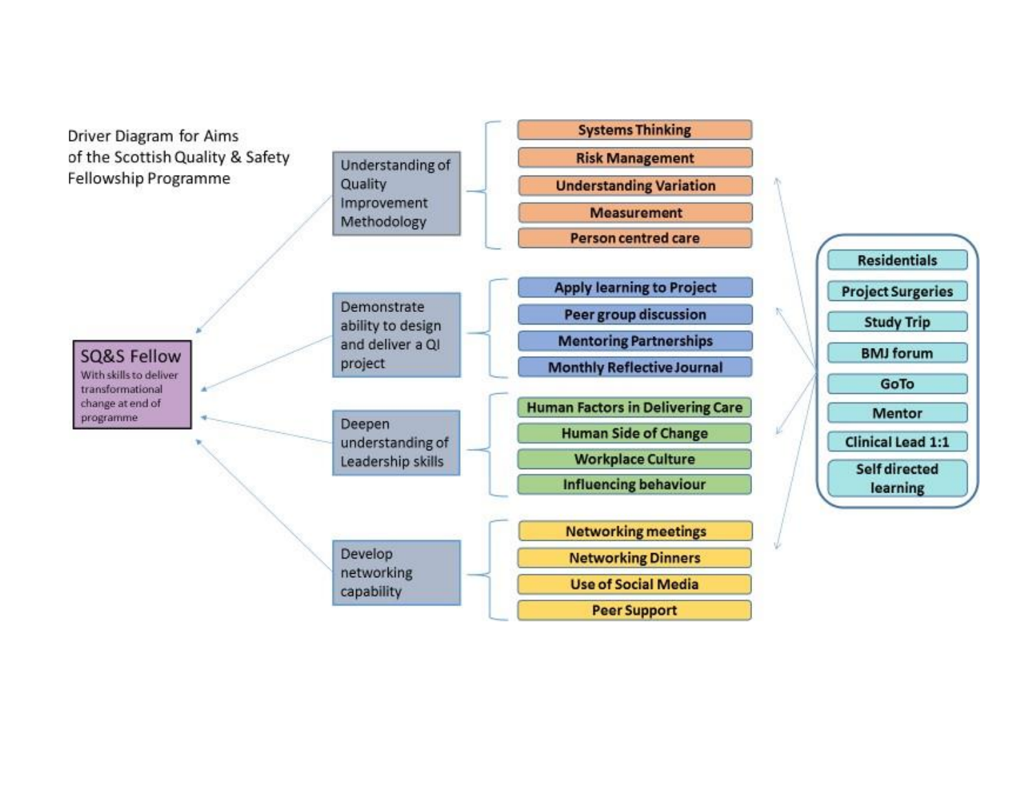Driver Diagram for Aims of the Scottish Quality & Safety Fellowship Programme

**SQ&S Fellow**
With skills to deliver transformational change at end of programme

**Understanding of Quality Improvement Methodology**
- Systems Thinking
- Risk Management
- Understanding Variation
- Measurement
- Person centred care

**Demonstrate ability to design and deliver a QI project**
- Apply learning to Project
- Peer group discussion
- Mentoring Partnerships
- Monthly Reflective Journal

**Deepen understanding of Leadership skills**
- Human Factors in Delivering Care
- Human Side of Change
- Workplace Culture
- Influencing behaviour

**Develop networking capability**
- Networking meetings
- Networking Dinners
- Use of Social Media
- Peer Support

**Delivery methods**
- Residentials
- Project Surgeries
- Study Trip
- BMJ forum
- GoTo
- Mentor
- Clinical Lead 1:1
- Self directed learning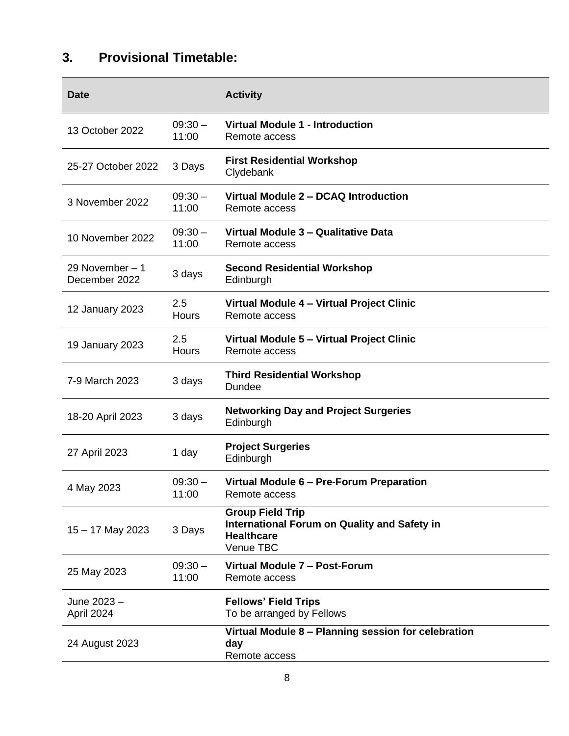## 3. Provisional Timetable:

| Date | | Activity |
|---|---|---|
| 13 October 2022 | 09:30 – 11:00 | **Virtual Module 1 - Introduction**<br>Remote access |
| 25-27 October 2022 | 3 Days | **First Residential Workshop**<br>Clydebank |
| 3 November 2022 | 09:30 – 11:00 | **Virtual Module 2 – DCAQ Introduction**<br>Remote access |
| 10 November 2022 | 09:30 – 11:00 | **Virtual Module 3 – Qualitative Data**<br>Remote access |
| 29 November – 1 December 2022 | 3 days | **Second Residential Workshop**<br>Edinburgh |
| 12 January 2023 | 2.5 Hours | **Virtual Module 4 – Virtual Project Clinic**<br>Remote access |
| 19 January 2023 | 2.5 Hours | **Virtual Module 5 – Virtual Project Clinic**<br>Remote access |
| 7-9 March 2023 | 3 days | **Third Residential Workshop**<br>Dundee |
| 18-20 April 2023 | 3 days | **Networking Day and Project Surgeries**<br>Edinburgh |
| 27 April 2023 | 1 day | **Project Surgeries**<br>Edinburgh |
| 4 May 2023 | 09:30 – 11:00 | **Virtual Module 6 – Pre-Forum Preparation**<br>Remote access |
| 15 – 17 May 2023 | 3 Days | **Group Field Trip**<br>**International Forum on Quality and Safety in Healthcare**<br>Venue TBC |
| 25 May 2023 | 09:30 – 11:00 | **Virtual Module 7 – Post-Forum**<br>Remote access |
| June 2023 – April 2024 | | **Fellows' Field Trips**<br>To be arranged by Fellows |
| 24 August 2023 | | **Virtual Module 8 – Planning session for celebration day**<br>Remote access |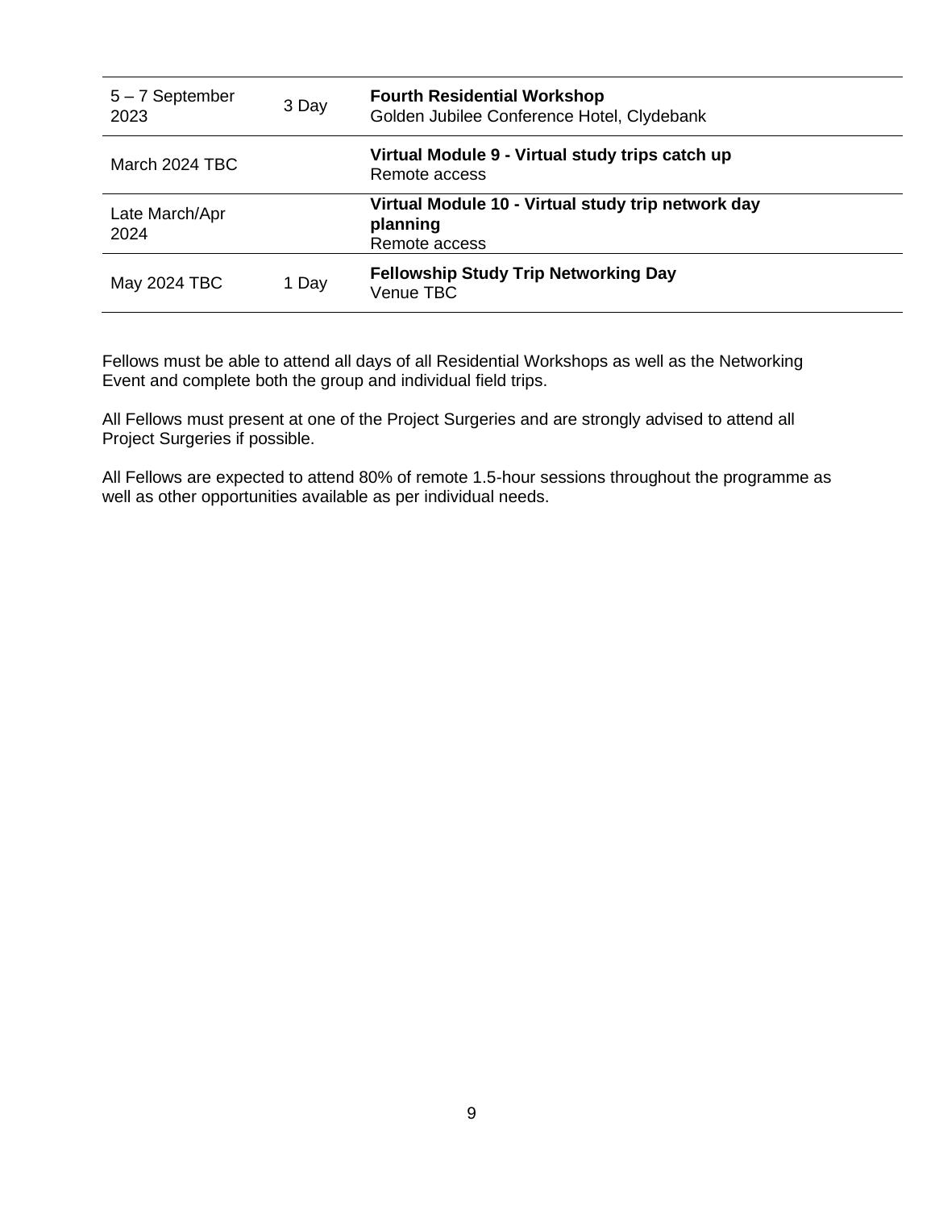| Date | Duration | Event |
|---|---|---|
| 5 – 7 September 2023 | 3 Day | **Fourth Residential Workshop**<br>Golden Jubilee Conference Hotel, Clydebank |
| March 2024 TBC | | **Virtual Module 9 - Virtual study trips catch up**<br>Remote access |
| Late March/Apr 2024 | | **Virtual Module 10 - Virtual study trip network day planning**<br>Remote access |
| May 2024 TBC | 1 Day | **Fellowship Study Trip Networking Day**<br>Venue TBC |

Fellows must be able to attend all days of all Residential Workshops as well as the Networking Event and complete both the group and individual field trips.

All Fellows must present at one of the Project Surgeries and are strongly advised to attend all Project Surgeries if possible.

All Fellows are expected to attend 80% of remote 1.5-hour sessions throughout the programme as well as other opportunities available as per individual needs.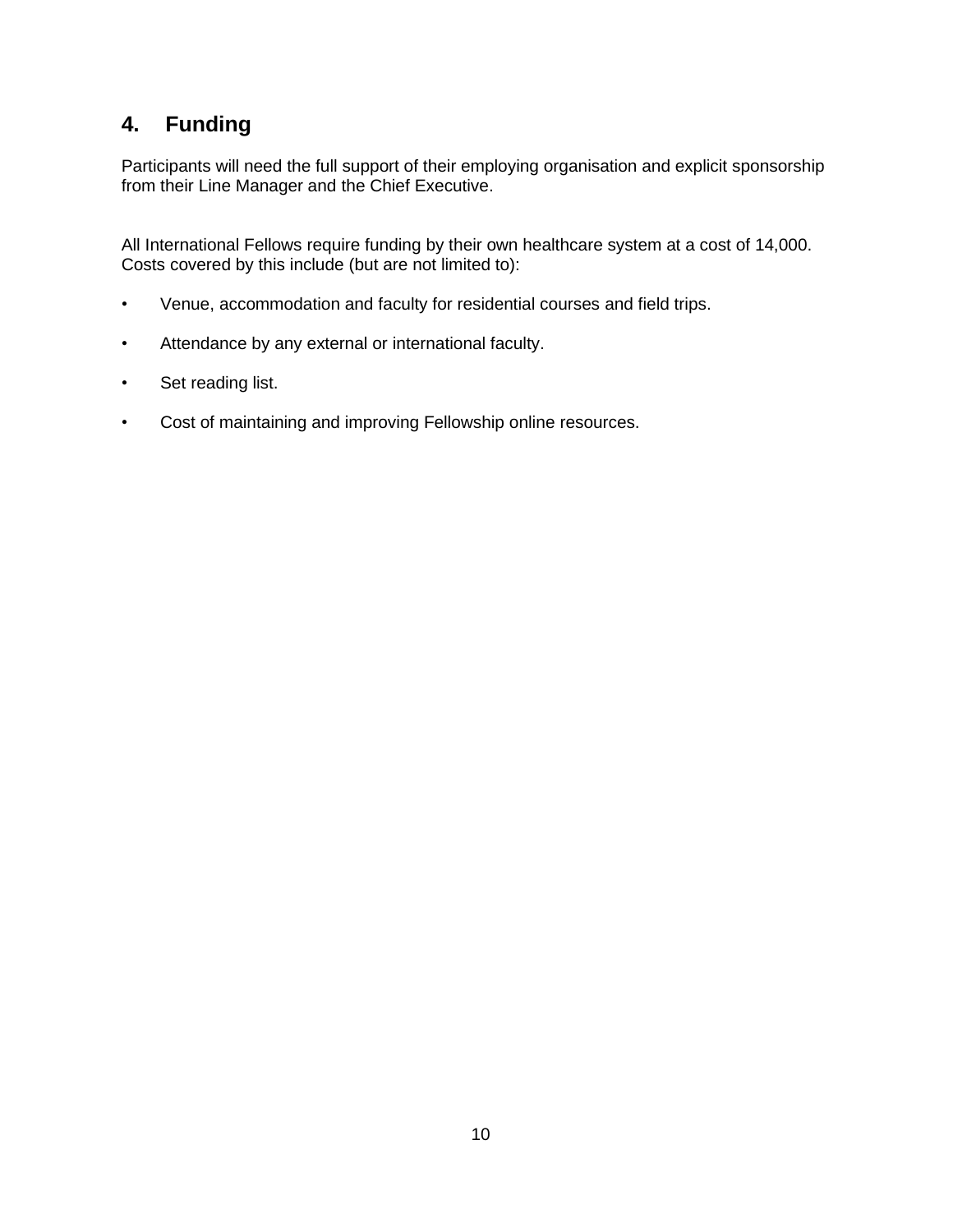## 4. Funding

Participants will need the full support of their employing organisation and explicit sponsorship from their Line Manager and the Chief Executive.

All International Fellows require funding by their own healthcare system at a cost of 14,000. Costs covered by this include (but are not limited to):

- Venue, accommodation and faculty for residential courses and field trips.
- Attendance by any external or international faculty.
- Set reading list.
- Cost of maintaining and improving Fellowship online resources.